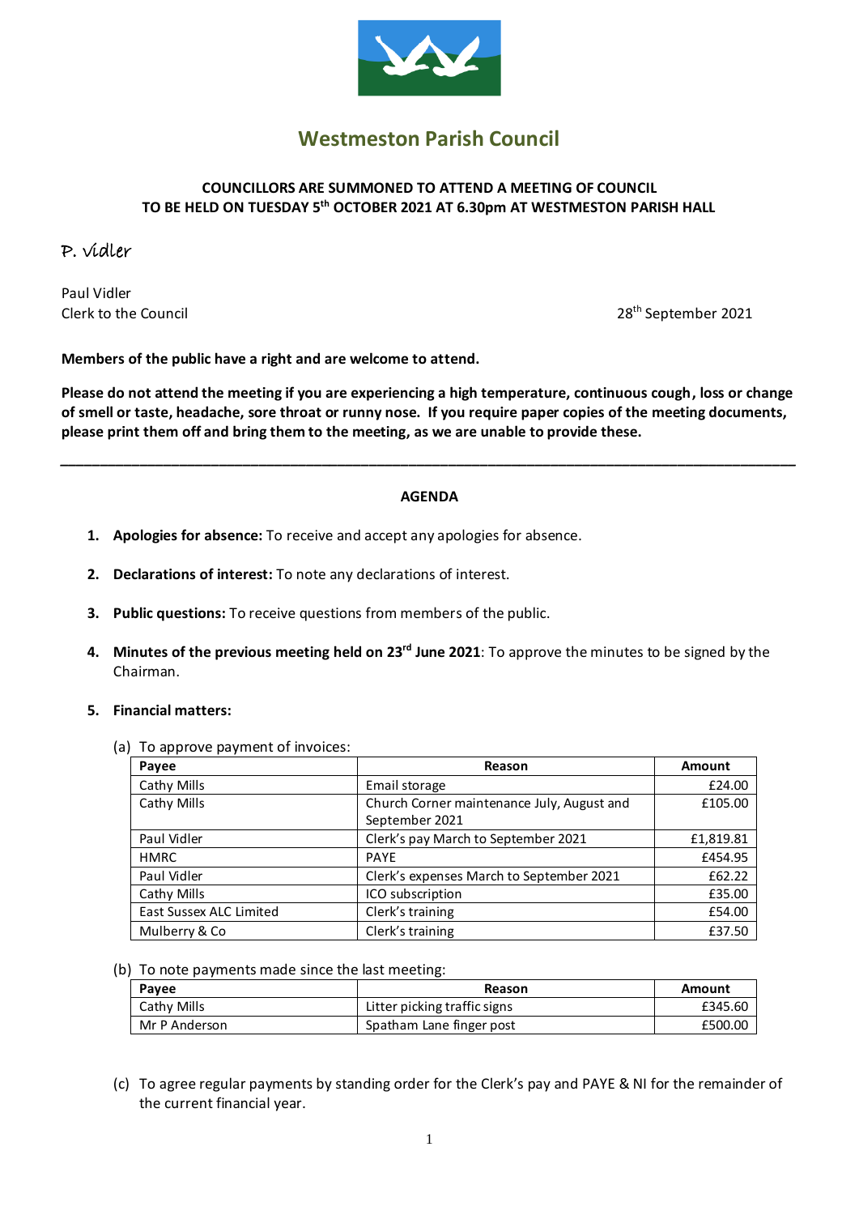# Westmeston Parish Council

**COUNCILLORS ARE SUMMONED TO ATTEND A MEETING OF COUNCIL TO BE HELD ON TUESDAY 5th OCTOBER 2021 AT 6.30pm AT WESTMESTON PARISH HALL**

P. Vidler

Paul Vidler
Clerk to the Council

28th September 2021

**Members of the public have a right and are welcome to attend.**

**Please do not attend the meeting if you are experiencing a high temperature, continuous cough, loss or change of smell or taste, headache, sore throat or runny nose. If you require paper copies of the meeting documents, please print them off and bring them to the meeting, as we are unable to provide these.**

---

**AGENDA**

1. **Apologies for absence:** To receive and accept any apologies for absence.

2. **Declarations of interest:** To note any declarations of interest.

3. **Public questions:** To receive questions from members of the public.

4. **Minutes of the previous meeting held on 23rd June 2021**: To approve the minutes to be signed by the Chairman.

5. **Financial matters:**

   (a) To approve payment of invoices:

| Payee | Reason | Amount |
|---|---|---|
| Cathy Mills | Email storage | £24.00 |
| Cathy Mills | Church Corner maintenance July, August and September 2021 | £105.00 |
| Paul Vidler | Clerk's pay March to September 2021 | £1,819.81 |
| HMRC | PAYE | £454.95 |
| Paul Vidler | Clerk's expenses March to September 2021 | £62.22 |
| Cathy Mills | ICO subscription | £35.00 |
| East Sussex ALC Limited | Clerk's training | £54.00 |
| Mulberry & Co | Clerk's training | £37.50 |

   (b) To note payments made since the last meeting:

| Payee | Reason | Amount |
|---|---|---|
| Cathy Mills | Litter picking traffic signs | £345.60 |
| Mr P Anderson | Spatham Lane finger post | £500.00 |

   (c) To agree regular payments by standing order for the Clerk's pay and PAYE & NI for the remainder of the current financial year.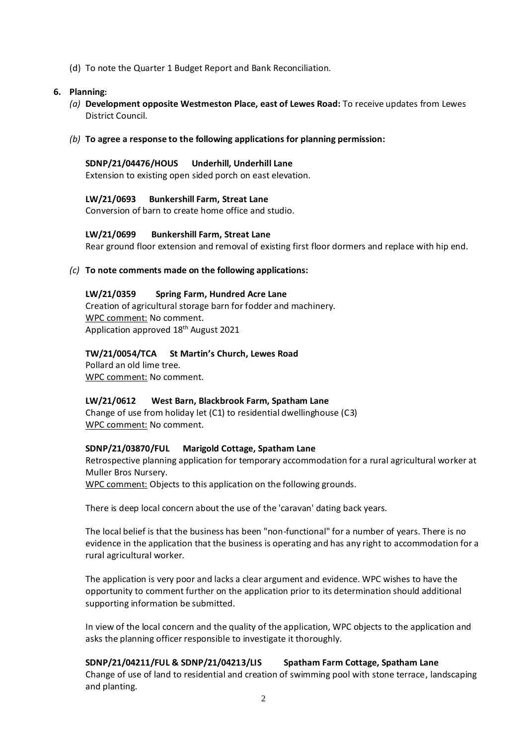(d) To note the Quarter 1 Budget Report and Bank Reconciliation.

**6. Planning:**

*(a)* **Development opposite Westmeston Place, east of Lewes Road:** To receive updates from Lewes District Council.

*(b)* **To agree a response to the following applications for planning permission:**

**SDNP/21/04476/HOUS  Underhill, Underhill Lane**
Extension to existing open sided porch on east elevation.

**LW/21/0693  Bunkershill Farm, Streat Lane**
Conversion of barn to create home office and studio.

**LW/21/0699  Bunkershill Farm, Streat Lane**
Rear ground floor extension and removal of existing first floor dormers and replace with hip end.

*(c)* **To note comments made on the following applications:**

**LW/21/0359  Spring Farm, Hundred Acre Lane**
Creation of agricultural storage barn for fodder and machinery.
WPC comment: No comment.
Application approved 18th August 2021

**TW/21/0054/TCA  St Martin's Church, Lewes Road**
Pollard an old lime tree.
WPC comment: No comment.

**LW/21/0612  West Barn, Blackbrook Farm, Spatham Lane**
Change of use from holiday let (C1) to residential dwellinghouse (C3)
WPC comment: No comment.

**SDNP/21/03870/FUL  Marigold Cottage, Spatham Lane**
Retrospective planning application for temporary accommodation for a rural agricultural worker at Muller Bros Nursery.
WPC comment: Objects to this application on the following grounds.

There is deep local concern about the use of the 'caravan' dating back years.

The local belief is that the business has been "non-functional" for a number of years. There is no evidence in the application that the business is operating and has any right to accommodation for a rural agricultural worker.

The application is very poor and lacks a clear argument and evidence. WPC wishes to have the opportunity to comment further on the application prior to its determination should additional supporting information be submitted.

In view of the local concern and the quality of the application, WPC objects to the application and asks the planning officer responsible to investigate it thoroughly.

**SDNP/21/04211/FUL & SDNP/21/04213/LIS  Spatham Farm Cottage, Spatham Lane**
Change of use of land to residential and creation of swimming pool with stone terrace, landscaping and planting.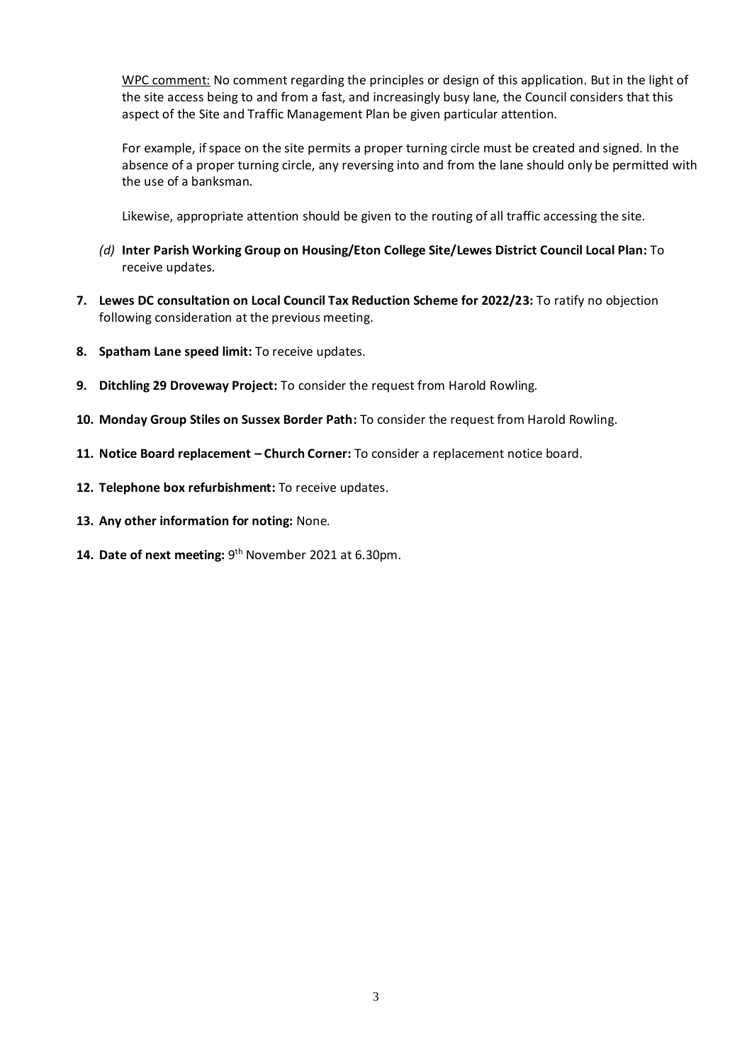WPC comment: No comment regarding the principles or design of this application. But in the light of the site access being to and from a fast, and increasingly busy lane, the Council considers that this aspect of the Site and Traffic Management Plan be given particular attention.

For example, if space on the site permits a proper turning circle must be created and signed. In the absence of a proper turning circle, any reversing into and from the lane should only be permitted with the use of a banksman.

Likewise, appropriate attention should be given to the routing of all traffic accessing the site.

*(d)* **Inter Parish Working Group on Housing/Eton College Site/Lewes District Council Local Plan:** To receive updates.

7. **Lewes DC consultation on Local Council Tax Reduction Scheme for 2022/23:** To ratify no objection following consideration at the previous meeting.
8. **Spatham Lane speed limit:** To receive updates.
9. **Ditchling 29 Droveway Project:** To consider the request from Harold Rowling.
10. **Monday Group Stiles on Sussex Border Path:** To consider the request from Harold Rowling.
11. **Notice Board replacement – Church Corner:** To consider a replacement notice board.
12. **Telephone box refurbishment:** To receive updates.
13. **Any other information for noting:** None.
14. **Date of next meeting:** 9th November 2021 at 6.30pm.